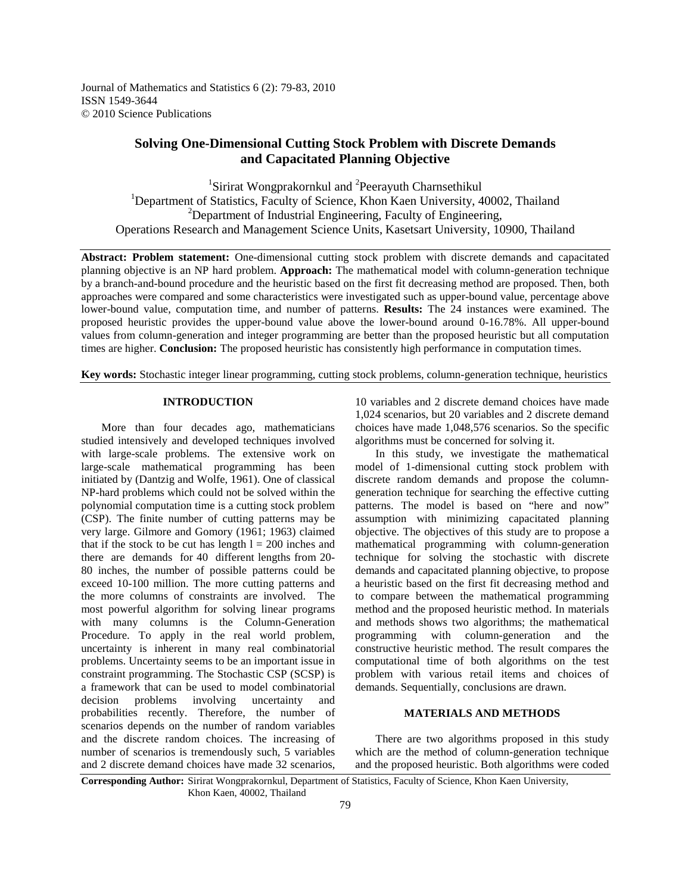# Solving One-Dimensional Cutting Stock Problem with Discrete Demands and Capacitated Planning Objective

Sirirat Wongprakornkul[1] and Peerayuth Charnsethikul[2]

[1]Department of Statistics, Faculty of Science, Khon Kaen University, 40002, Thailand
[2]Department of Industrial Engineering, Faculty of Engineering, Operations Research and Management Science Units, Kasetsart University, 10900, Thailand

**Abstract: Problem statement:** One-dimensional cutting stock problem with discrete demands and capacitated planning objective is an NP hard problem. **Approach:** The mathematical model with column-generation technique by a branch-and-bound procedure and the heuristic based on the first fit decreasing method are proposed. Then, both approaches were compared and some characteristics were investigated such as upper-bound value, percentage above lower-bound value, computation time, and number of patterns. **Results:** The 24 instances were examined. The proposed heuristic provides the upper-bound value above the lower-bound around 0-16.78%. All upper-bound values from column-generation and integer programming are better than the proposed heuristic but all computation times are higher. **Conclusion:** The proposed heuristic has consistently high performance in computation times.

**Key words:** Stochastic integer linear programming, cutting stock problems, column-generation technique, heuristics

## INTRODUCTION

More than four decades ago, mathematicians studied intensively and developed techniques involved with large-scale problems. The extensive work on large-scale mathematical programming has been initiated by (Dantzig and Wolfe, 1961). One of classical NP-hard problems which could not be solved within the polynomial computation time is a cutting stock problem (CSP). The finite number of cutting patterns may be very large. Gilmore and Gomory (1961; 1963) claimed that if the stock to be cut has length l = 200 inches and there are demands for 40 different lengths from 20-80 inches, the number of possible patterns could be exceed 10-100 million. The more cutting patterns and the more columns of constraints are involved. The most powerful algorithm for solving linear programs with many columns is the Column-Generation Procedure. To apply in the real world problem, uncertainty is inherent in many real combinatorial problems. Uncertainty seems to be an important issue in constraint programming. The Stochastic CSP (SCSP) is a framework that can be used to model combinatorial decision problems involving uncertainty and probabilities recently. Therefore, the number of scenarios depends on the number of random variables and the discrete random choices. The increasing of number of scenarios is tremendously such, 5 variables and 2 discrete demand choices have made 32 scenarios, 10 variables and 2 discrete demand choices have made 1,024 scenarios, but 20 variables and 2 discrete demand choices have made 1,048,576 scenarios. So the specific algorithms must be concerned for solving it.

In this study, we investigate the mathematical model of 1-dimensional cutting stock problem with discrete random demands and propose the column-generation technique for searching the effective cutting patterns. The model is based on "here and now" assumption with minimizing capacitated planning objective. The objectives of this study are to propose a mathematical programming with column-generation technique for solving the stochastic with discrete demands and capacitated planning objective, to propose a heuristic based on the first fit decreasing method and to compare between the mathematical programming method and the proposed heuristic method. In materials and methods shows two algorithms; the mathematical programming with column-generation and the constructive heuristic method. The result compares the computational time of both algorithms on the test problem with various retail items and choices of demands. Sequentially, conclusions are drawn.

## MATERIALS AND METHODS

There are two algorithms proposed in this study which are the method of column-generation technique and the proposed heuristic. Both algorithms were coded

**Corresponding Author:** Sirirat Wongprakornkul, Department of Statistics, Faculty of Science, Khon Kaen University, Khon Kaen, 40002, Thailand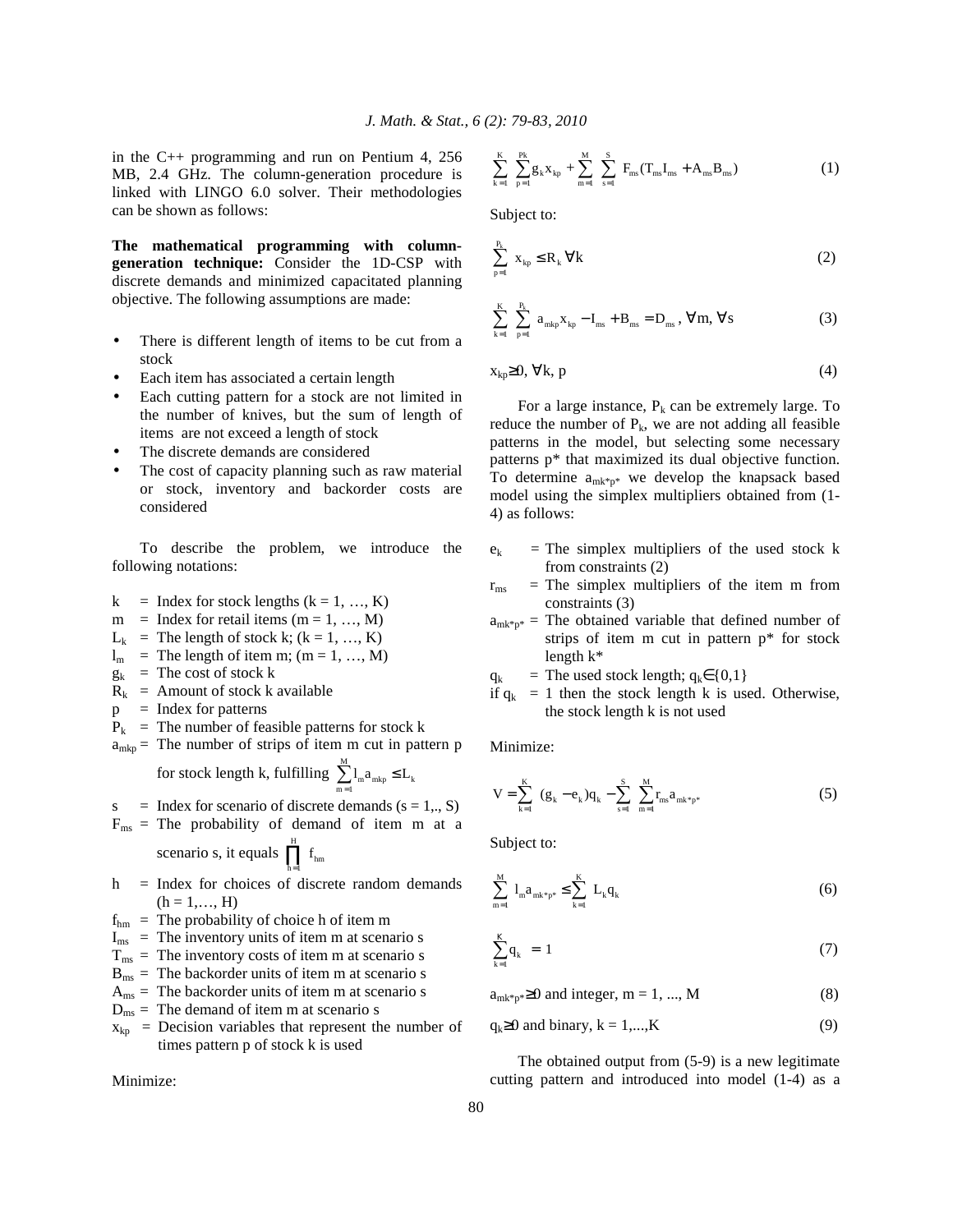in the C++ programming and run on Pentium 4, 256 MB, 2.4 GHz. The column-generation procedure is linked with LINGO 6.0 solver. Their methodologies can be shown as follows:

**The mathematical programming with column-generation technique:** Consider the 1D-CSP with discrete demands and minimized capacitated planning objective. The following assumptions are made:

- There is different length of items to be cut from a stock
- Each item has associated a certain length
- Each cutting pattern for a stock are not limited in the number of knives, but the sum of length of items are not exceed a length of stock
- The discrete demands are considered
- The cost of capacity planning such as raw material or stock, inventory and backorder costs are considered

To describe the problem, we introduce the following notations:

- k = Index for stock lengths (k = 1, …, K)
- m = Index for retail items (m = 1, …, M)
- $L_k$ = The length of stock k; (k = 1, …, K)
- $l_m$ = The length of item m; (m = 1, …, M)
- $g_k$ = The cost of stock k
- $R_k$ = Amount of stock k available
- p = Index for patterns
- $P_k$ = The number of feasible patterns for stock k
- $a_{mkp}$ = The number of strips of item m cut in pattern p for stock length k, fulfilling $\sum_{m=1}^{M} l_m a_{mkp} \le L_k$
- s = Index for scenario of discrete demands (s = 1,., S)
- $F_{ms}$ = The probability of demand of item m at a scenario s, it equals $\prod_{h=1}^{H} f_{hm}$
- h = Index for choices of discrete random demands (h = 1,…, H)
- $f_{hm}$ = The probability of choice h of item m
- $I_{ms}$ = The inventory units of item m at scenario s
- $T_{ms}$ = The inventory costs of item m at scenario s
- $B_{ms}$ = The backorder units of item m at scenario s
- $A_{ms}$ = The backorder units of item m at scenario s
- $D_{ms}$ = The demand of item m at scenario s
- $x_{kp}$ = Decision variables that represent the number of times pattern p of stock k is used

Minimize:

$$\sum_{k=1}^{K} \sum_{p=1}^{Pk} g_k x_{kp} + \sum_{m=1}^{M} \sum_{s=1}^{S} F_{ms}(T_{ms} I_{ms} + A_{ms} B_{ms}) \tag{1}$$

Subject to:

$$\sum_{p=1}^{P_k} x_{kp} \le R_k \; \forall k \tag{2}$$

$$\sum_{k=1}^{K} \sum_{p=1}^{P_k} a_{mkp} x_{kp} - I_{ms} + B_{ms} = D_{ms}, \; \forall m, \forall s \tag{3}$$

$$x_{kp} \ge 0, \; \forall k, p \tag{4}$$

For a large instance, $P_k$ can be extremely large. To reduce the number of $P_k$, we are not adding all feasible patterns in the model, but selecting some necessary patterns p* that maximized its dual objective function. To determine $a_{mk^*p^*}$ we develop the knapsack based model using the simplex multipliers obtained from (1-4) as follows:

- $e_k$ = The simplex multipliers of the used stock k from constraints (2)
- $r_{ms}$ = The simplex multipliers of the item m from constraints (3)
- $a_{mk^*p^*}$ = The obtained variable that defined number of strips of item m cut in pattern p* for stock length k*
- $q_k$ = The used stock length; $q_k \in \{0,1\}$
- if $q_k$ = 1 then the stock length k is used. Otherwise, the stock length k is not used

Minimize:

$$V = \sum_{k=1}^{K} (g_k - e_k) q_k - \sum_{s=1}^{S} \sum_{m=1}^{M} r_{ms} a_{mk^*p^*} \tag{5}$$

Subject to:

$$\sum_{m=1}^{M} l_m a_{mk^*p^*} \le \sum_{k=1}^{K} L_k q_k \tag{6}$$

$$\sum_{k=1}^{K} q_k = 1 \tag{7}$$

$$a_{mk^*p^*} \ge 0 \text{ and integer, } m = 1, ..., M \tag{8}$$

$$q_k \ge 0 \text{ and binary, } k = 1,...,K \tag{9}$$

The obtained output from (5-9) is a new legitimate cutting pattern and introduced into model (1-4) as a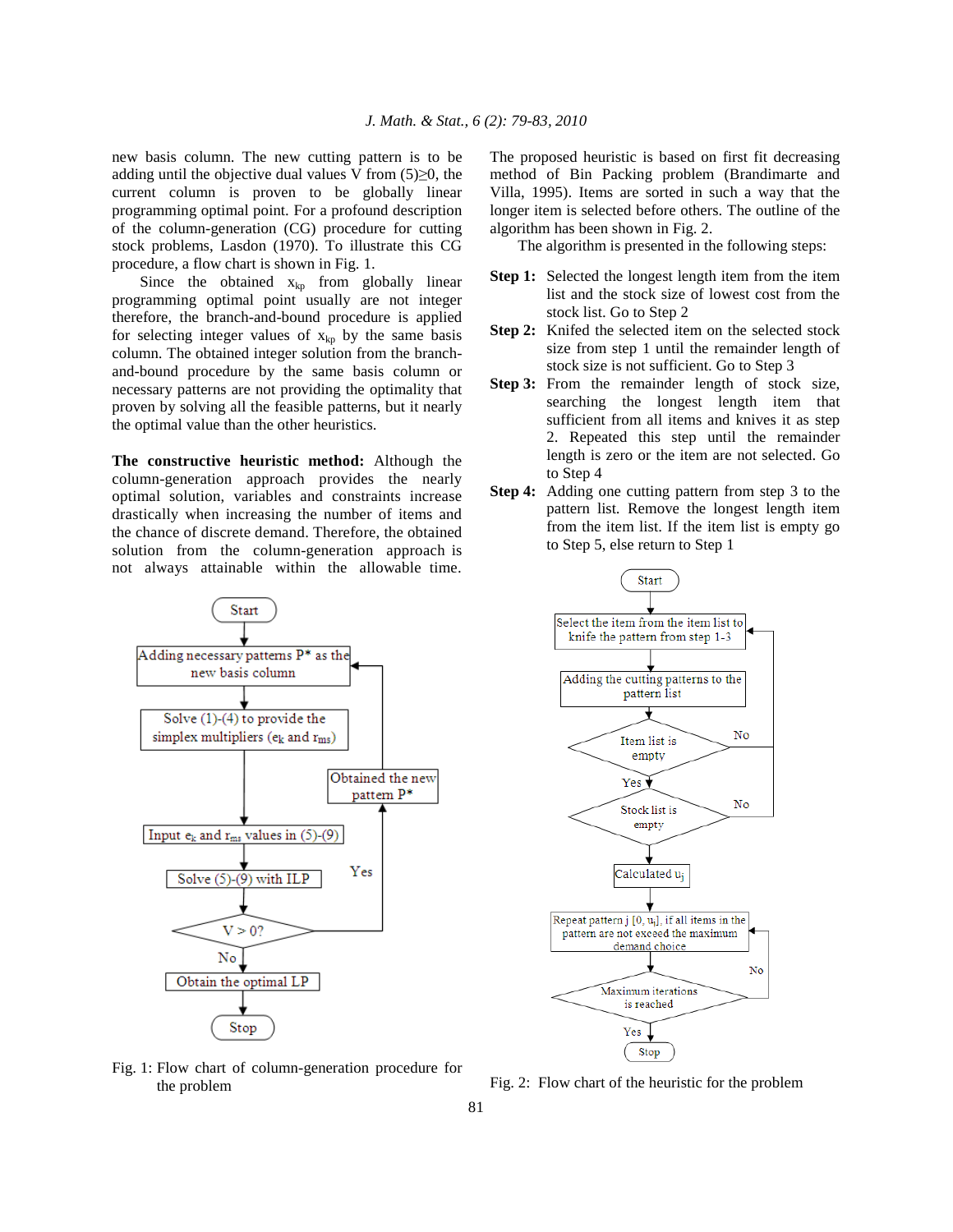new basis column. The new cutting pattern is to be adding until the objective dual values V from (5)≥0, the current column is proven to be globally linear programming optimal point. For a profound description of the column-generation (CG) procedure for cutting stock problems, Lasdon (1970). To illustrate this CG procedure, a flow chart is shown in Fig. 1.

Since the obtained $x_{kp}$ from globally linear programming optimal point usually are not integer therefore, the branch-and-bound procedure is applied for selecting integer values of $x_{kp}$ by the same basis column. The obtained integer solution from the branch-and-bound procedure by the same basis column or necessary patterns are not providing the optimality that proven by solving all the feasible patterns, but it nearly the optimal value than the other heuristics.

**The constructive heuristic method:** Although the column-generation approach provides the nearly optimal solution, variables and constraints increase drastically when increasing the number of items and the chance of discrete demand. Therefore, the obtained solution from the column-generation approach is not always attainable within the allowable time.

Fig. 1: Flow chart of column-generation procedure for the problem

The proposed heuristic is based on first fit decreasing method of Bin Packing problem (Brandimarte and Villa, 1995). Items are sorted in such a way that the longer item is selected before others. The outline of the algorithm has been shown in Fig. 2.

The algorithm is presented in the following steps:

**Step 1:** Selected the longest length item from the item list and the stock size of lowest cost from the stock list. Go to Step 2

**Step 2:** Knifed the selected item on the selected stock size from step 1 until the remainder length of stock size is not sufficient. Go to Step 3

**Step 3:** From the remainder length of stock size, searching the longest length item that sufficient from all items and knives it as step 2. Repeated this step until the remainder length is zero or the item are not selected. Go to Step 4

**Step 4:** Adding one cutting pattern from step 3 to the pattern list. Remove the longest length item from the item list. If the item list is empty go to Step 5, else return to Step 1

Fig. 2: Flow chart of the heuristic for the problem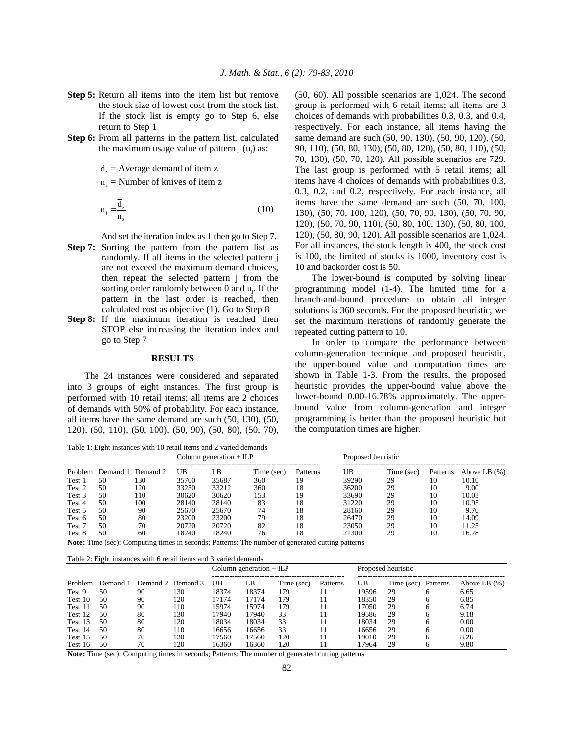**Step 5:** Return all items into the item list but remove the stock size of lowest cost from the stock list. If the stock list is empty go to Step 6, else return to Step 1

**Step 6:** From all patterns in the pattern list, calculated the maximum usage value of pattern j ($u_j$) as:

$\bar{d}_z$ = Average demand of item z

$n_z$ = Number of knives of item z

$$u_j = \frac{\bar{d}_z}{n_z} \tag{10}$$

And set the iteration index as 1 then go to Step 7.

**Step 7:** Sorting the pattern from the pattern list as randomly. If all items in the selected pattern j are not exceed the maximum demand choices, then repeat the selected pattern j from the sorting order randomly between 0 and $u_j$. If the pattern in the last order is reached, then calculated cost as objective (1). Go to Step 8

**Step 8:** If the maximum iteration is reached then STOP else increasing the iteration index and go to Step 7

## RESULTS

The 24 instances were considered and separated into 3 groups of eight instances. The first group is performed with 10 retail items; all items are 2 choices of demands with 50% of probability. For each instance, all items have the same demand are such (50, 130), (50, 120), (50, 110), (50, 100), (50, 90), (50, 80), (50, 70), (50, 60). All possible scenarios are 1,024. The second group is performed with 6 retail items; all items are 3 choices of demands with probabilities 0.3, 0.3, and 0.4, respectively. For each instance, all items having the same demand are such (50, 90, 130), (50, 90, 120), (50, 90, 110), (50, 80, 130), (50, 80, 120), (50, 80, 110), (50, 70, 130), (50, 70, 120). All possible scenarios are 729. The last group is performed with 5 retail items; all items have 4 choices of demands with probabilities 0.3, 0.3, 0.2, and 0.2, respectively. For each instance, all items have the same demand are such (50, 70, 100, 130), (50, 70, 100, 120), (50, 70, 90, 130), (50, 70, 90, 120), (50, 70, 90, 110), (50, 80, 100, 130), (50, 80, 100, 120), (50, 80, 90, 120). All possible scenarios are 1,024. For all instances, the stock length is 400, the stock cost is 100, the limited of stocks is 1000, inventory cost is 10 and backorder cost is 50.

The lower-bound is computed by solving linear programming model (1-4). The limited time for a branch-and-bound procedure to obtain all integer solutions is 360 seconds. For the proposed heuristic, we set the maximum iterations of randomly generate the repeated cutting pattern to 10.

In order to compare the performance between column-generation technique and proposed heuristic, the upper-bound value and computation times are shown in Table 1-3. From the results, the proposed heuristic provides the upper-bound value above the lower-bound 0.00-16.78% approximately. The upper-bound value from column-generation and integer programming is better than the proposed heuristic but the computation times are higher.

Table 1: Eight instances with 10 retail items and 2 varied demands

| | | | Column generation + ILP | | | | Proposed heuristic | | | |
|---|---|---|---|---|---|---|---|---|---|---|
| Problem | Demand 1 | Demand 2 | UB | LB | Time (sec) | Patterns | UB | Time (sec) | Patterns | Above LB (%) |
| Test 1 | 50 | 130 | 35700 | 35687 | 360 | 19 | 39290 | 29 | 10 | 10.10 |
| Test 2 | 50 | 120 | 33250 | 33212 | 360 | 18 | 36200 | 29 | 10 | 9.00 |
| Test 3 | 50 | 110 | 30620 | 30620 | 153 | 19 | 33690 | 29 | 10 | 10.03 |
| Test 4 | 50 | 100 | 28140 | 28140 | 83 | 18 | 31220 | 29 | 10 | 10.95 |
| Test 5 | 50 | 90 | 25670 | 25670 | 74 | 18 | 28160 | 29 | 10 | 9.70 |
| Test 6 | 50 | 80 | 23200 | 23200 | 79 | 18 | 26470 | 29 | 10 | 14.09 |
| Test 7 | 50 | 70 | 20720 | 20720 | 82 | 18 | 23050 | 29 | 10 | 11.25 |
| Test 8 | 50 | 60 | 18240 | 18240 | 76 | 18 | 21300 | 29 | 10 | 16.78 |

**Note:** Time (sec): Computing times in seconds; Patterns: The number of generated cutting patterns

Table 2: Eight instances with 6 retail items and 3 varied demands

| | | | | Column generation + ILP | | | | Proposed heuristic | | | |
|---|---|---|---|---|---|---|---|---|---|---|---|
| Problem | Demand 1 | Demand 2 | Demand 3 | UB | LB | Time (sec) | Patterns | UB | Time (sec) | Patterns | Above LB (%) |
| Test 9 | 50 | 90 | 130 | 18374 | 18374 | 179 | 11 | 19596 | 29 | 6 | 6.65 |
| Test 10 | 50 | 90 | 120 | 17174 | 17174 | 179 | 11 | 18350 | 29 | 6 | 6.85 |
| Test 11 | 50 | 90 | 110 | 15974 | 15974 | 179 | 11 | 17050 | 29 | 6 | 6.74 |
| Test 12 | 50 | 80 | 130 | 17940 | 17940 | 33 | 11 | 19586 | 29 | 6 | 9.18 |
| Test 13 | 50 | 80 | 120 | 18034 | 18034 | 33 | 11 | 18034 | 29 | 6 | 0.00 |
| Test 14 | 50 | 80 | 110 | 16656 | 16656 | 33 | 11 | 16656 | 29 | 6 | 0.00 |
| Test 15 | 50 | 70 | 130 | 17560 | 17560 | 120 | 11 | 19010 | 29 | 6 | 8.26 |
| Test 16 | 50 | 70 | 120 | 16360 | 16360 | 120 | 11 | 17964 | 29 | 6 | 9.80 |

**Note:** Time (sec): Computing times in seconds; Patterns: The number of generated cutting patterns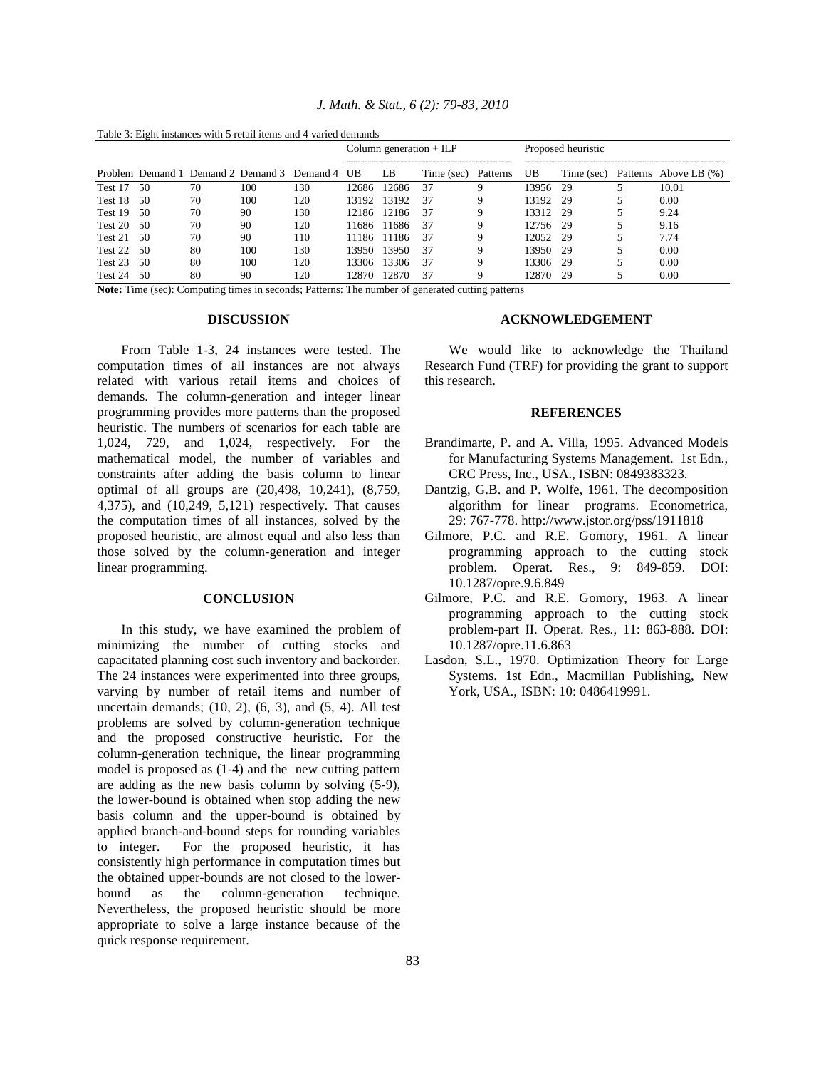Table 3: Eight instances with 5 retail items and 4 varied demands

| | | | | | Column generation + ILP | | | | Proposed heuristic | | | |
|---|---|---|---|---|---|---|---|---|---|---|---|---|
| Problem | Demand 1 | Demand 2 | Demand 3 | Demand 4 | UB | LB | Time (sec) | Patterns | UB | Time (sec) | Patterns | Above LB (%) |
| Test 17 | 50 | 70 | 100 | 130 | 12686 | 12686 | 37 | 9 | 13956 | 29 | 5 | 10.01 |
| Test 18 | 50 | 70 | 100 | 120 | 13192 | 13192 | 37 | 9 | 13192 | 29 | 5 | 0.00 |
| Test 19 | 50 | 70 | 90 | 130 | 12186 | 12186 | 37 | 9 | 13312 | 29 | 5 | 9.24 |
| Test 20 | 50 | 70 | 90 | 120 | 11686 | 11686 | 37 | 9 | 12756 | 29 | 5 | 9.16 |
| Test 21 | 50 | 70 | 90 | 110 | 11186 | 11186 | 37 | 9 | 12052 | 29 | 5 | 7.74 |
| Test 22 | 50 | 80 | 100 | 130 | 13950 | 13950 | 37 | 9 | 13950 | 29 | 5 | 0.00 |
| Test 23 | 50 | 80 | 100 | 120 | 13306 | 13306 | 37 | 9 | 13306 | 29 | 5 | 0.00 |
| Test 24 | 50 | 80 | 90 | 120 | 12870 | 12870 | 37 | 9 | 12870 | 29 | 5 | 0.00 |

**Note:** Time (sec): Computing times in seconds; Patterns: The number of generated cutting patterns

## DISCUSSION

From Table 1-3, 24 instances were tested. The computation times of all instances are not always related with various retail items and choices of demands. The column-generation and integer linear programming provides more patterns than the proposed heuristic. The numbers of scenarios for each table are 1,024, 729, and 1,024, respectively. For the mathematical model, the number of variables and constraints after adding the basis column to linear optimal of all groups are (20,498, 10,241), (8,759, 4,375), and (10,249, 5,121) respectively. That causes the computation times of all instances, solved by the proposed heuristic, are almost equal and also less than those solved by the column-generation and integer linear programming.

## CONCLUSION

In this study, we have examined the problem of minimizing the number of cutting stocks and capacitated planning cost such inventory and backorder. The 24 instances were experimented into three groups, varying by number of retail items and number of uncertain demands; (10, 2), (6, 3), and (5, 4). All test problems are solved by column-generation technique and the proposed constructive heuristic. For the column-generation technique, the linear programming model is proposed as (1-4) and the new cutting pattern are adding as the new basis column by solving (5-9), the lower-bound is obtained when stop adding the new basis column and the upper-bound is obtained by applied branch-and-bound steps for rounding variables to integer. For the proposed heuristic, it has consistently high performance in computation times but the obtained upper-bounds are not closed to the lower-bound as the column-generation technique. Nevertheless, the proposed heuristic should be more appropriate to solve a large instance because of the quick response requirement.

## ACKNOWLEDGEMENT

We would like to acknowledge the Thailand Research Fund (TRF) for providing the grant to support this research.

## REFERENCES

Brandimarte, P. and A. Villa, 1995. Advanced Models for Manufacturing Systems Management. 1st Edn., CRC Press, Inc., USA., ISBN: 0849383323.

Dantzig, G.B. and P. Wolfe, 1961. The decomposition algorithm for linear programs. Econometrica, 29: 767-778. http://www.jstor.org/pss/1911818

Gilmore, P.C. and R.E. Gomory, 1961. A linear programming approach to the cutting stock problem. Operat. Res., 9: 849-859. DOI: 10.1287/opre.9.6.849

Gilmore, P.C. and R.E. Gomory, 1963. A linear programming approach to the cutting stock problem-part II. Operat. Res., 11: 863-888. DOI: 10.1287/opre.11.6.863

Lasdon, S.L., 1970. Optimization Theory for Large Systems. 1st Edn., Macmillan Publishing, New York, USA., ISBN: 10: 0486419991.